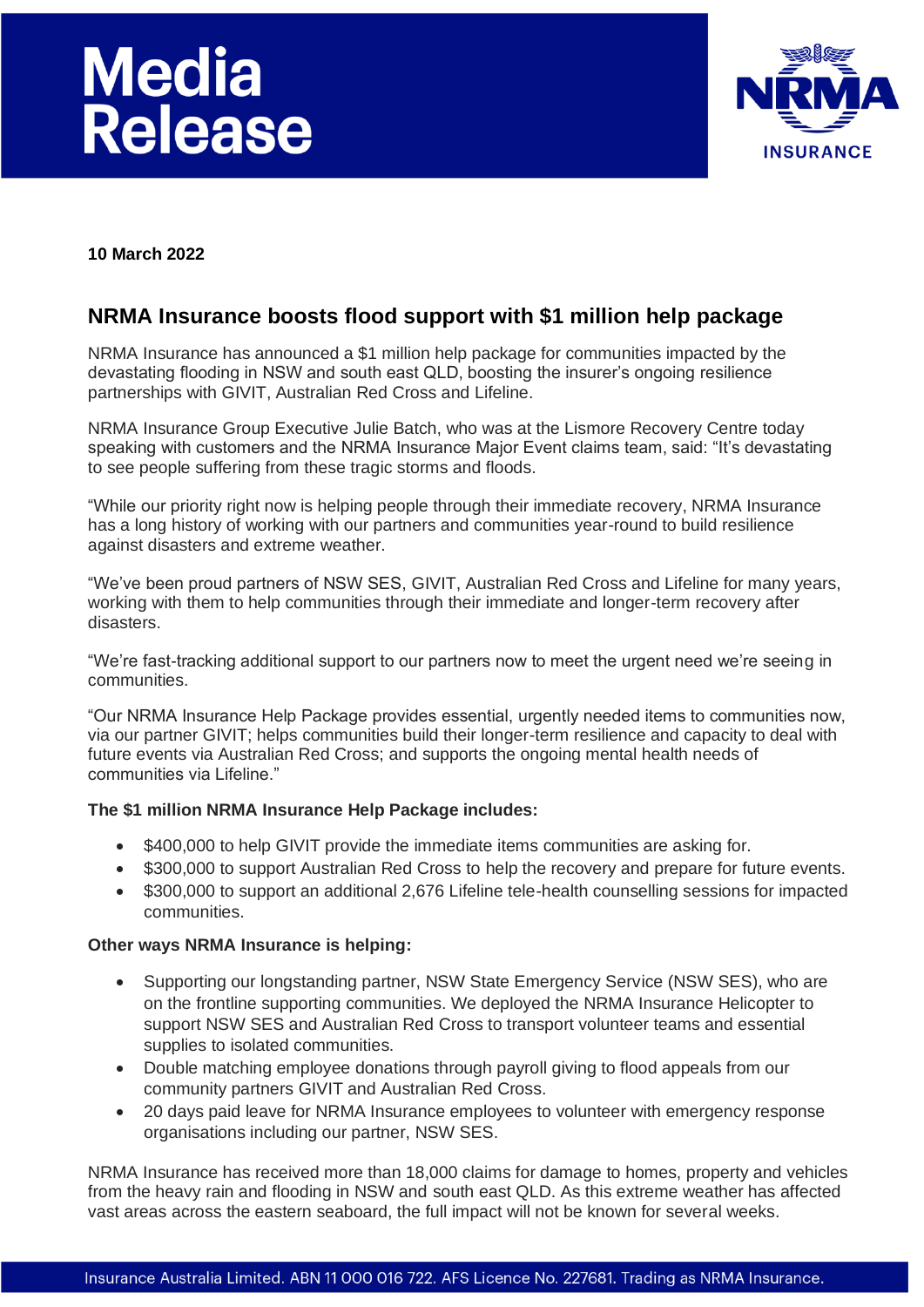# Media Release

**10 March 2022**

## NRMA Insurance boosts flood support with $1 million help package

NRMA Insurance has announced a $1 million help package for communities impacted by the devastating flooding in NSW and south east QLD, boosting the insurer's ongoing resilience partnerships with GIVIT, Australian Red Cross and Lifeline.

NRMA Insurance Group Executive Julie Batch, who was at the Lismore Recovery Centre today speaking with customers and the NRMA Insurance Major Event claims team, said: "It's devastating to see people suffering from these tragic storms and floods.

"While our priority right now is helping people through their immediate recovery, NRMA Insurance has a long history of working with our partners and communities year-round to build resilience against disasters and extreme weather.

"We've been proud partners of NSW SES, GIVIT, Australian Red Cross and Lifeline for many years, working with them to help communities through their immediate and longer-term recovery after disasters.

"We're fast-tracking additional support to our partners now to meet the urgent need we're seeing in communities.

"Our NRMA Insurance Help Package provides essential, urgently needed items to communities now, via our partner GIVIT; helps communities build their longer-term resilience and capacity to deal with future events via Australian Red Cross; and supports the ongoing mental health needs of communities via Lifeline."

**The $1 million NRMA Insurance Help Package includes:**

- $400,000 to help GIVIT provide the immediate items communities are asking for.
- $300,000 to support Australian Red Cross to help the recovery and prepare for future events.
- $300,000 to support an additional 2,676 Lifeline tele-health counselling sessions for impacted communities.

**Other ways NRMA Insurance is helping:**

- Supporting our longstanding partner, NSW State Emergency Service (NSW SES), who are on the frontline supporting communities. We deployed the NRMA Insurance Helicopter to support NSW SES and Australian Red Cross to transport volunteer teams and essential supplies to isolated communities.
- Double matching employee donations through payroll giving to flood appeals from our community partners GIVIT and Australian Red Cross.
- 20 days paid leave for NRMA Insurance employees to volunteer with emergency response organisations including our partner, NSW SES.

NRMA Insurance has received more than 18,000 claims for damage to homes, property and vehicles from the heavy rain and flooding in NSW and south east QLD. As this extreme weather has affected vast areas across the eastern seaboard, the full impact will not be known for several weeks.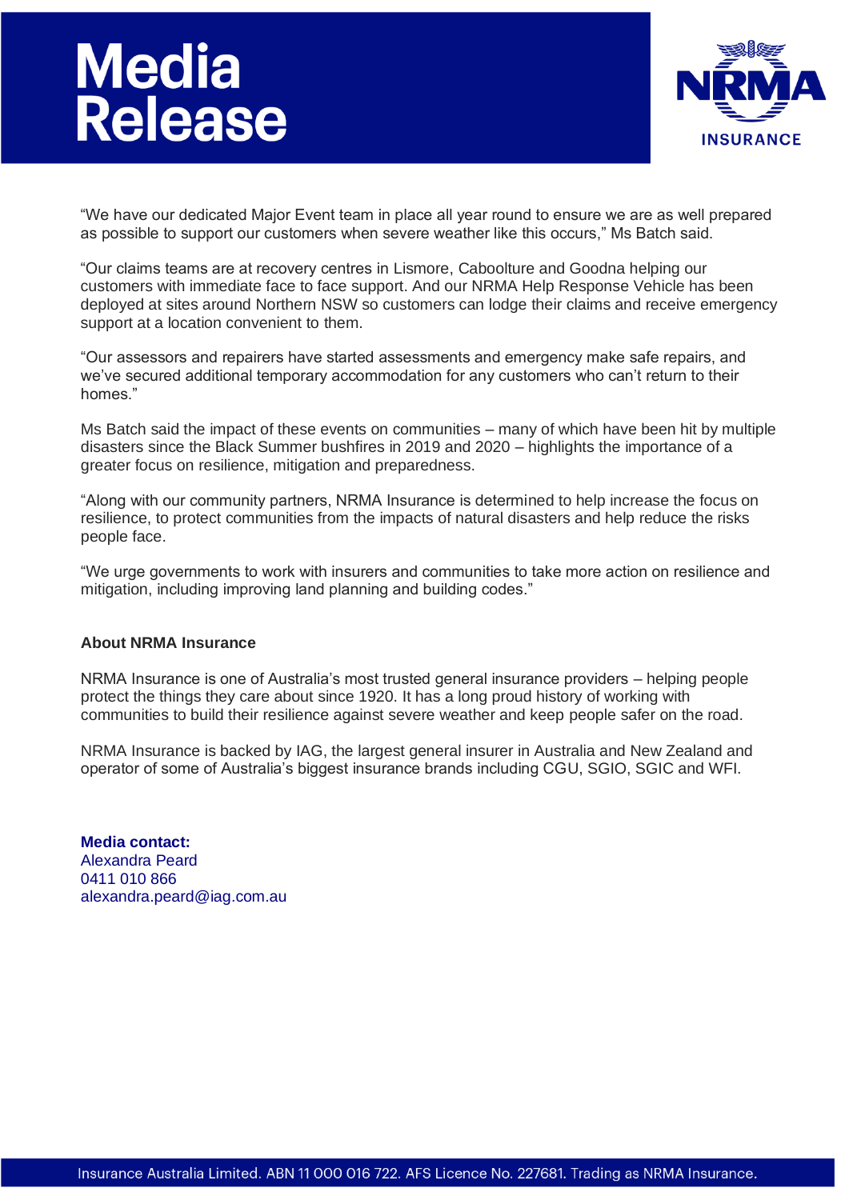"We have our dedicated Major Event team in place all year round to ensure we are as well prepared as possible to support our customers when severe weather like this occurs," Ms Batch said.

"Our claims teams are at recovery centres in Lismore, Caboolture and Goodna helping our customers with immediate face to face support. And our NRMA Help Response Vehicle has been deployed at sites around Northern NSW so customers can lodge their claims and receive emergency support at a location convenient to them.

"Our assessors and repairers have started assessments and emergency make safe repairs, and we've secured additional temporary accommodation for any customers who can't return to their homes."

Ms Batch said the impact of these events on communities – many of which have been hit by multiple disasters since the Black Summer bushfires in 2019 and 2020 – highlights the importance of a greater focus on resilience, mitigation and preparedness.

"Along with our community partners, NRMA Insurance is determined to help increase the focus on resilience, to protect communities from the impacts of natural disasters and help reduce the risks people face.

"We urge governments to work with insurers and communities to take more action on resilience and mitigation, including improving land planning and building codes."

**About NRMA Insurance**

NRMA Insurance is one of Australia's most trusted general insurance providers – helping people protect the things they care about since 1920. It has a long proud history of working with communities to build their resilience against severe weather and keep people safer on the road.

NRMA Insurance is backed by IAG, the largest general insurer in Australia and New Zealand and operator of some of Australia's biggest insurance brands including CGU, SGIO, SGIC and WFI.

**Media contact:**
Alexandra Peard
0411 010 866
alexandra.peard@iag.com.au

Insurance Australia Limited. ABN 11 000 016 722. AFS Licence No. 227681. Trading as NRMA Insurance.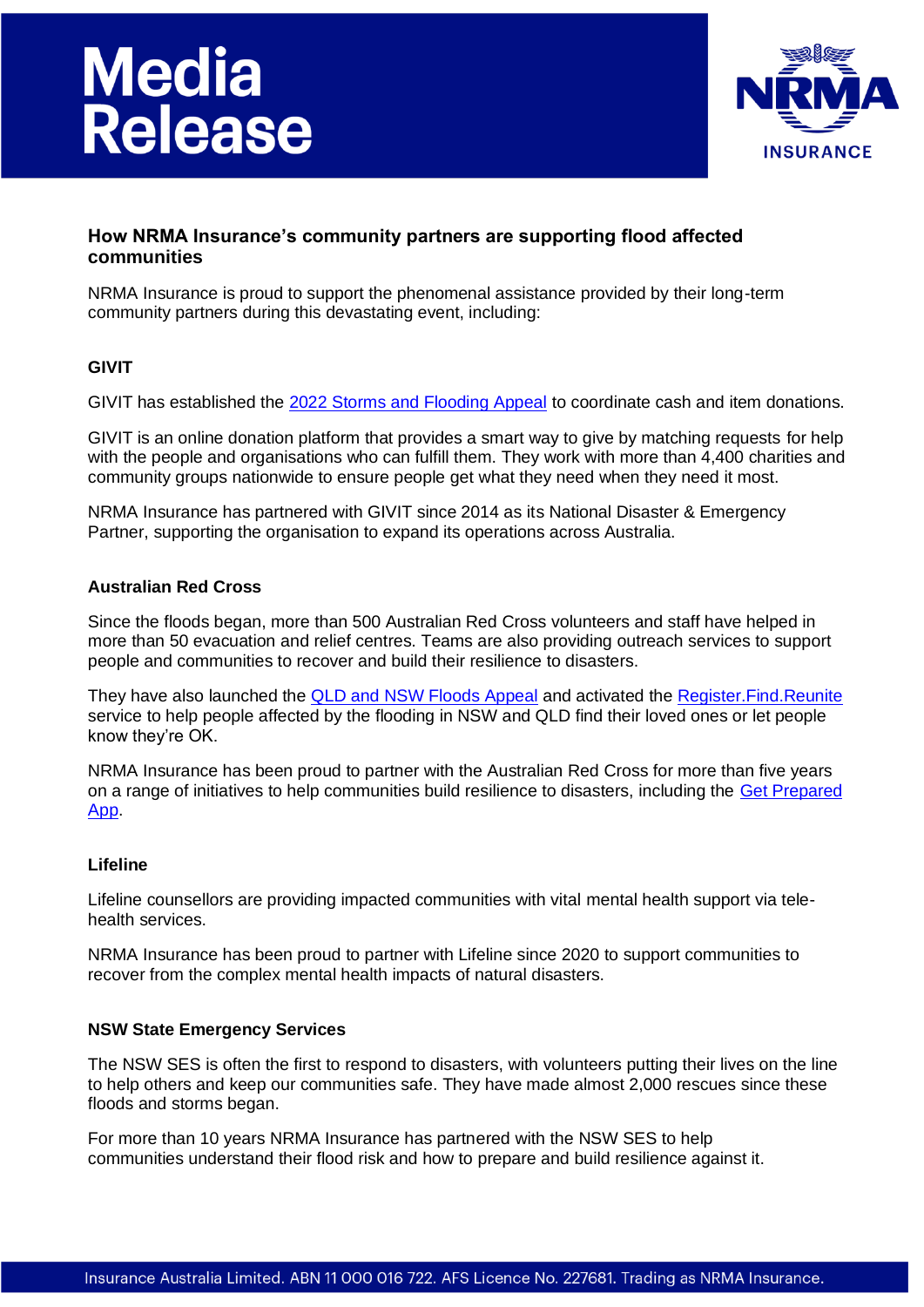### How NRMA Insurance's community partners are supporting flood affected communities

NRMA Insurance is proud to support the phenomenal assistance provided by their long-term community partners during this devastating event, including:

#### GIVIT

GIVIT has established the [2022 Storms and Flooding Appeal]() to coordinate cash and item donations.

GIVIT is an online donation platform that provides a smart way to give by matching requests for help with the people and organisations who can fulfill them. They work with more than 4,400 charities and community groups nationwide to ensure people get what they need when they need it most.

NRMA Insurance has partnered with GIVIT since 2014 as its National Disaster & Emergency Partner, supporting the organisation to expand its operations across Australia.

#### Australian Red Cross

Since the floods began, more than 500 Australian Red Cross volunteers and staff have helped in more than 50 evacuation and relief centres. Teams are also providing outreach services to support people and communities to recover and build their resilience to disasters.

They have also launched the [QLD and NSW Floods Appeal]() and activated the [Register.Find.Reunite]() service to help people affected by the flooding in NSW and QLD find their loved ones or let people know they're OK.

NRMA Insurance has been proud to partner with the Australian Red Cross for more than five years on a range of initiatives to help communities build resilience to disasters, including the [Get Prepared App]().

#### Lifeline

Lifeline counsellors are providing impacted communities with vital mental health support via tele-health services.

NRMA Insurance has been proud to partner with Lifeline since 2020 to support communities to recover from the complex mental health impacts of natural disasters.

#### NSW State Emergency Services

The NSW SES is often the first to respond to disasters, with volunteers putting their lives on the line to help others and keep our communities safe. They have made almost 2,000 rescues since these floods and storms began.

For more than 10 years NRMA Insurance has partnered with the NSW SES to help communities understand their flood risk and how to prepare and build resilience against it.